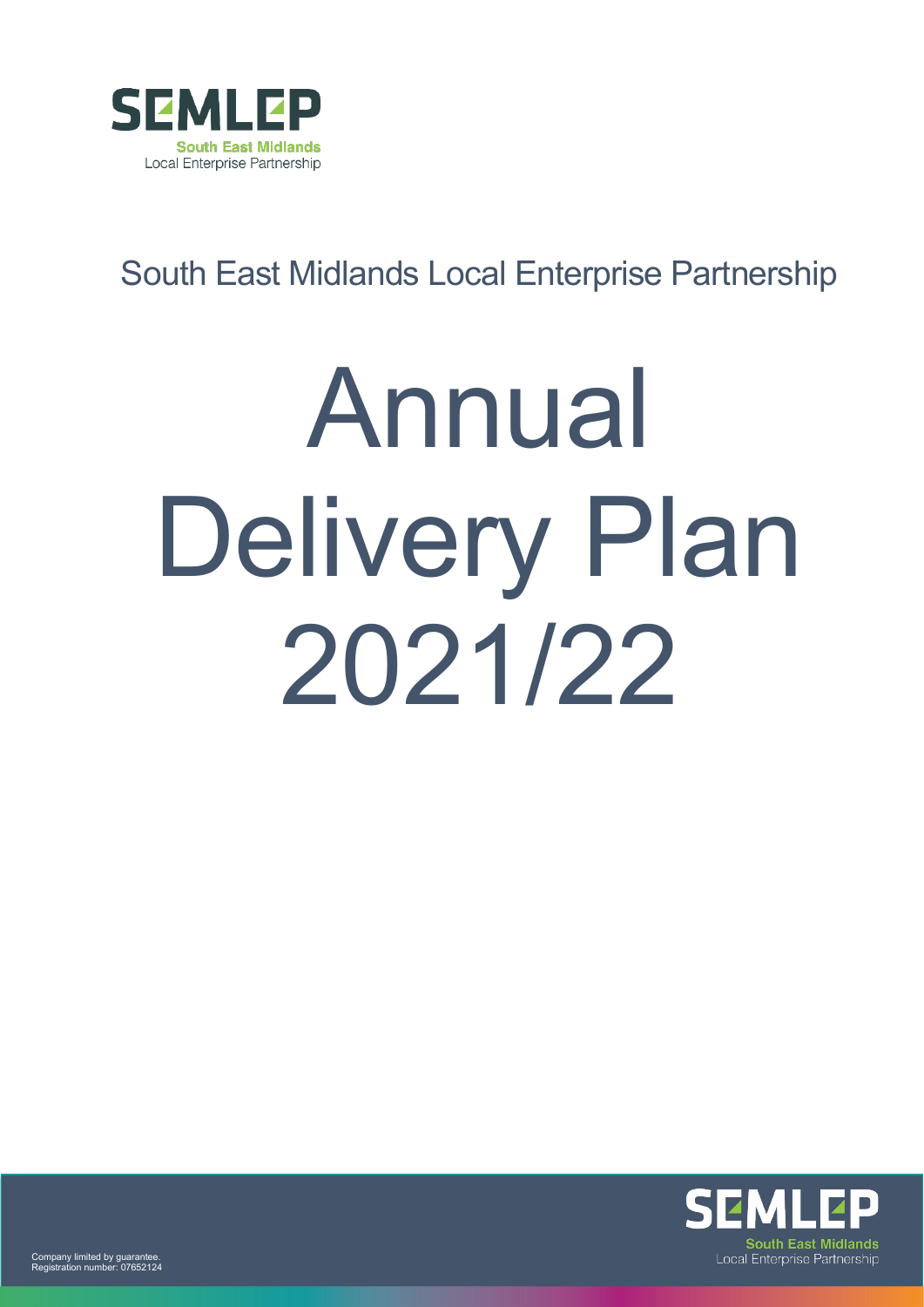SEMLEP

South East Midlands
Local Enterprise Partnership

South East Midlands Local Enterprise Partnership

# Annual Delivery Plan 2021/22

Company limited by guarantee.
Registration number: 07652124

SEMLEP

South East Midlands
Local Enterprise Partnership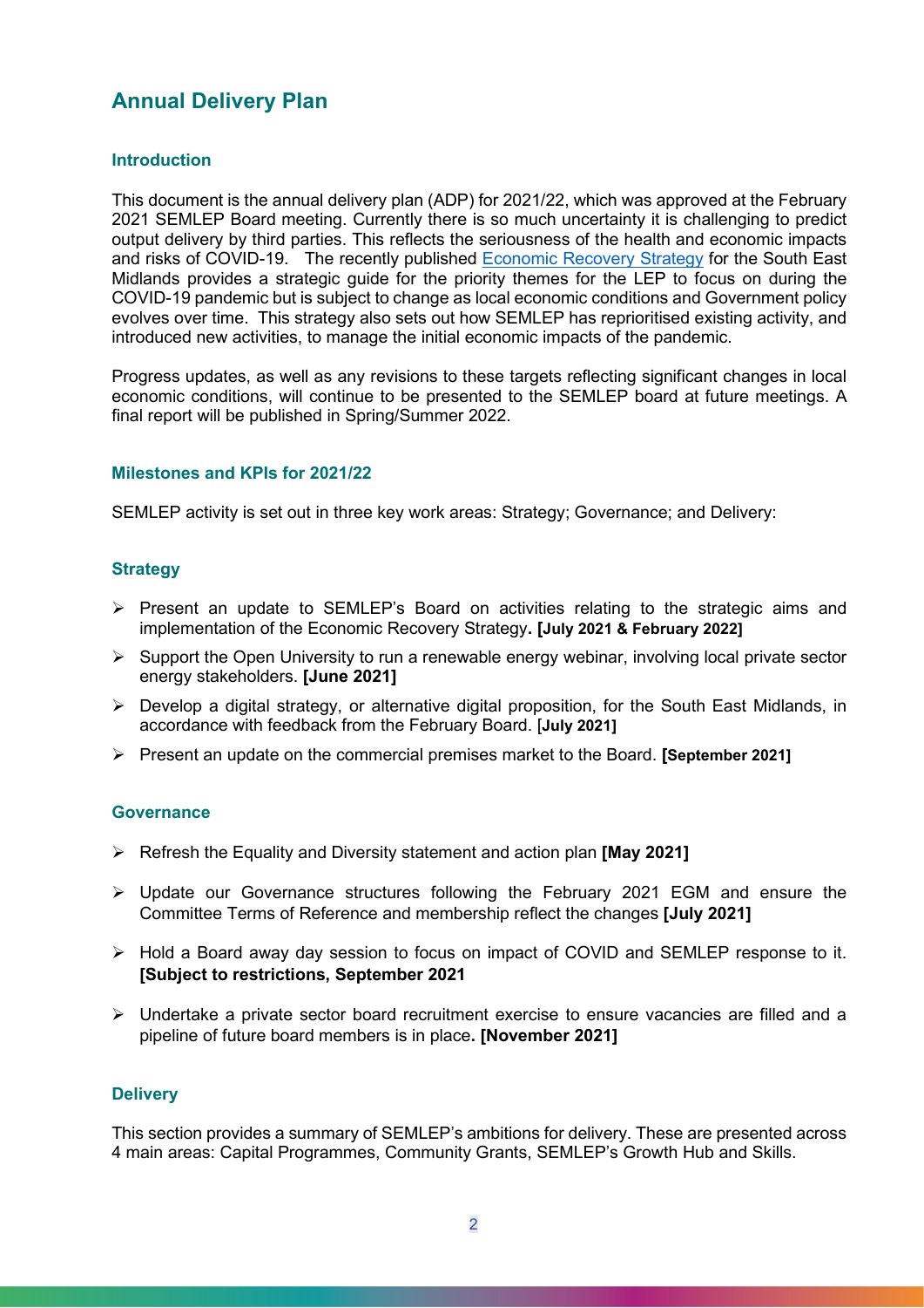## Annual Delivery Plan

### Introduction

This document is the annual delivery plan (ADP) for 2021/22, which was approved at the February 2021 SEMLEP Board meeting. Currently there is so much uncertainty it is challenging to predict output delivery by third parties. This reflects the seriousness of the health and economic impacts and risks of COVID-19. The recently published Economic Recovery Strategy for the South East Midlands provides a strategic guide for the priority themes for the LEP to focus on during the COVID-19 pandemic but is subject to change as local economic conditions and Government policy evolves over time. This strategy also sets out how SEMLEP has reprioritised existing activity, and introduced new activities, to manage the initial economic impacts of the pandemic.

Progress updates, as well as any revisions to these targets reflecting significant changes in local economic conditions, will continue to be presented to the SEMLEP board at future meetings. A final report will be published in Spring/Summer 2022.

### Milestones and KPIs for 2021/22

SEMLEP activity is set out in three key work areas: Strategy; Governance; and Delivery:

### Strategy

- Present an update to SEMLEP's Board on activities relating to the strategic aims and implementation of the Economic Recovery Strategy**. [July 2021 & February 2022]**
- Support the Open University to run a renewable energy webinar, involving local private sector energy stakeholders. **[June 2021]**
- Develop a digital strategy, or alternative digital proposition, for the South East Midlands, in accordance with feedback from the February Board. [**July 2021]**
- Present an update on the commercial premises market to the Board. **[September 2021]**

### Governance

- Refresh the Equality and Diversity statement and action plan **[May 2021]**
- Update our Governance structures following the February 2021 EGM and ensure the Committee Terms of Reference and membership reflect the changes **[July 2021]**
- Hold a Board away day session to focus on impact of COVID and SEMLEP response to it. **[Subject to restrictions, September 2021**
- Undertake a private sector board recruitment exercise to ensure vacancies are filled and a pipeline of future board members is in place**. [November 2021]**

### Delivery

This section provides a summary of SEMLEP's ambitions for delivery. These are presented across 4 main areas: Capital Programmes, Community Grants, SEMLEP's Growth Hub and Skills.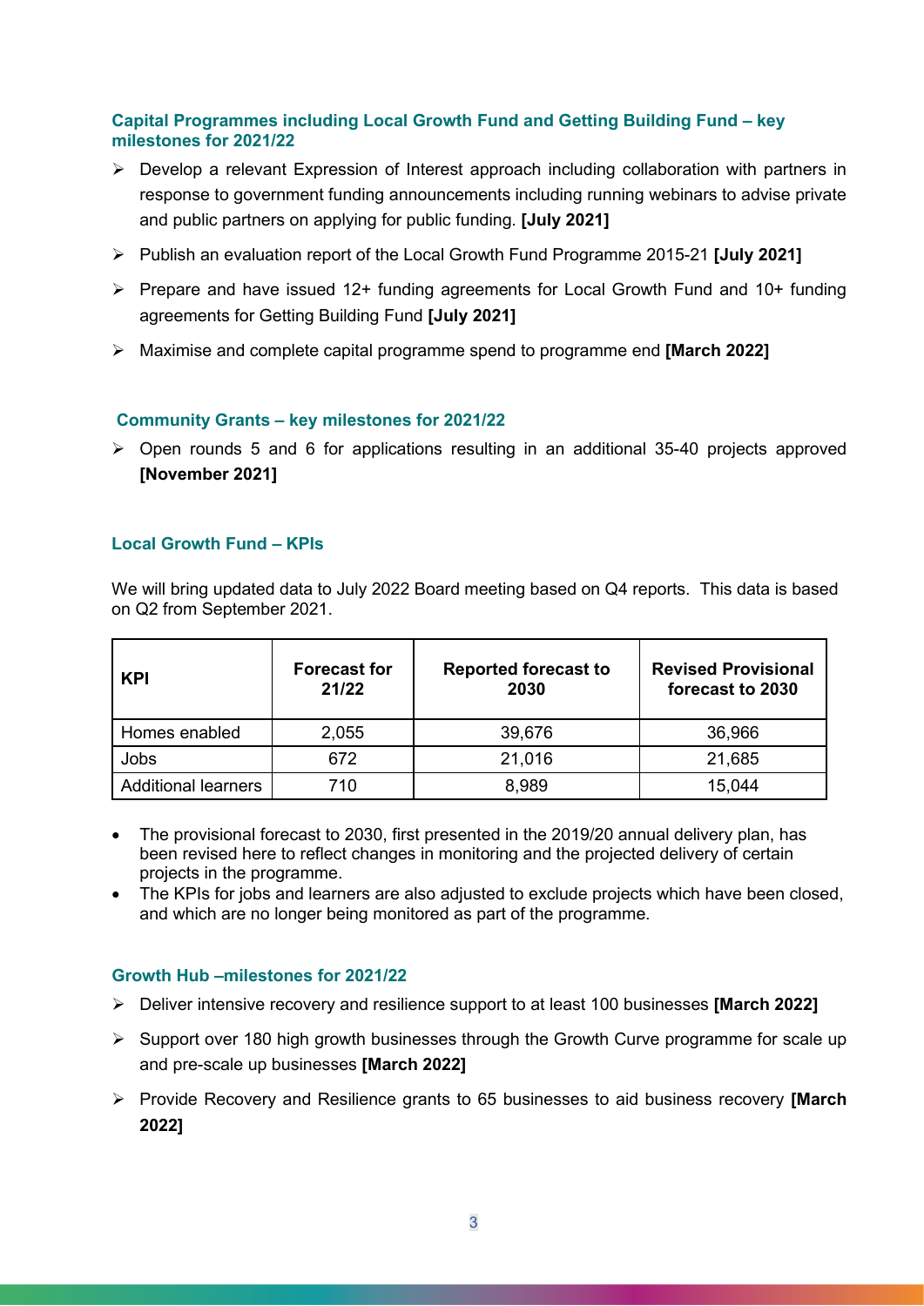### Capital Programmes including Local Growth Fund and Getting Building Fund – key milestones for 2021/22

- Develop a relevant Expression of Interest approach including collaboration with partners in response to government funding announcements including running webinars to advise private and public partners on applying for public funding. **[July 2021]**
- Publish an evaluation report of the Local Growth Fund Programme 2015-21 **[July 2021]**
- Prepare and have issued 12+ funding agreements for Local Growth Fund and 10+ funding agreements for Getting Building Fund **[July 2021]**
- Maximise and complete capital programme spend to programme end **[March 2022]**

### Community Grants – key milestones for 2021/22

- Open rounds 5 and 6 for applications resulting in an additional 35-40 projects approved **[November 2021]**

### Local Growth Fund – KPIs

We will bring updated data to July 2022 Board meeting based on Q4 reports. This data is based on Q2 from September 2021.

| KPI | Forecast for 21/22 | Reported forecast to 2030 | Revised Provisional forecast to 2030 |
|---|---|---|---|
| Homes enabled | 2,055 | 39,676 | 36,966 |
| Jobs | 672 | 21,016 | 21,685 |
| Additional learners | 710 | 8,989 | 15,044 |

- The provisional forecast to 2030, first presented in the 2019/20 annual delivery plan, has been revised here to reflect changes in monitoring and the projected delivery of certain projects in the programme.
- The KPIs for jobs and learners are also adjusted to exclude projects which have been closed, and which are no longer being monitored as part of the programme.

### Growth Hub –milestones for 2021/22

- Deliver intensive recovery and resilience support to at least 100 businesses **[March 2022]**
- Support over 180 high growth businesses through the Growth Curve programme for scale up and pre-scale up businesses **[March 2022]**
- Provide Recovery and Resilience grants to 65 businesses to aid business recovery **[March 2022]**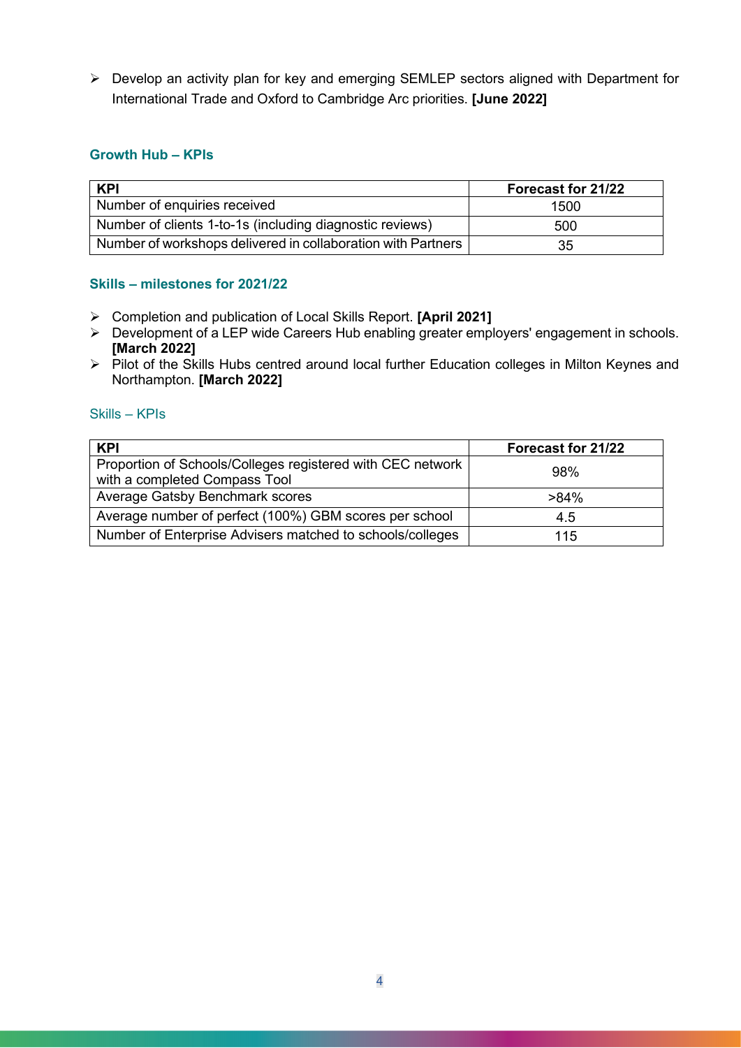- Develop an activity plan for key and emerging SEMLEP sectors aligned with Department for International Trade and Oxford to Cambridge Arc priorities. **[June 2022]**

### Growth Hub – KPIs

| KPI | Forecast for 21/22 |
| --- | --- |
| Number of enquiries received | 1500 |
| Number of clients 1-to-1s (including diagnostic reviews) | 500 |
| Number of workshops delivered in collaboration with Partners | 35 |

### Skills – milestones for 2021/22

- Completion and publication of Local Skills Report. **[April 2021]**
- Development of a LEP wide Careers Hub enabling greater employers' engagement in schools. **[March 2022]**
- Pilot of the Skills Hubs centred around local further Education colleges in Milton Keynes and Northampton. **[March 2022]**

### Skills – KPIs

| KPI | Forecast for 21/22 |
| --- | --- |
| Proportion of Schools/Colleges registered with CEC network with a completed Compass Tool | 98% |
| Average Gatsby Benchmark scores | >84% |
| Average number of perfect (100%) GBM scores per school | 4.5 |
| Number of Enterprise Advisers matched to schools/colleges | 115 |